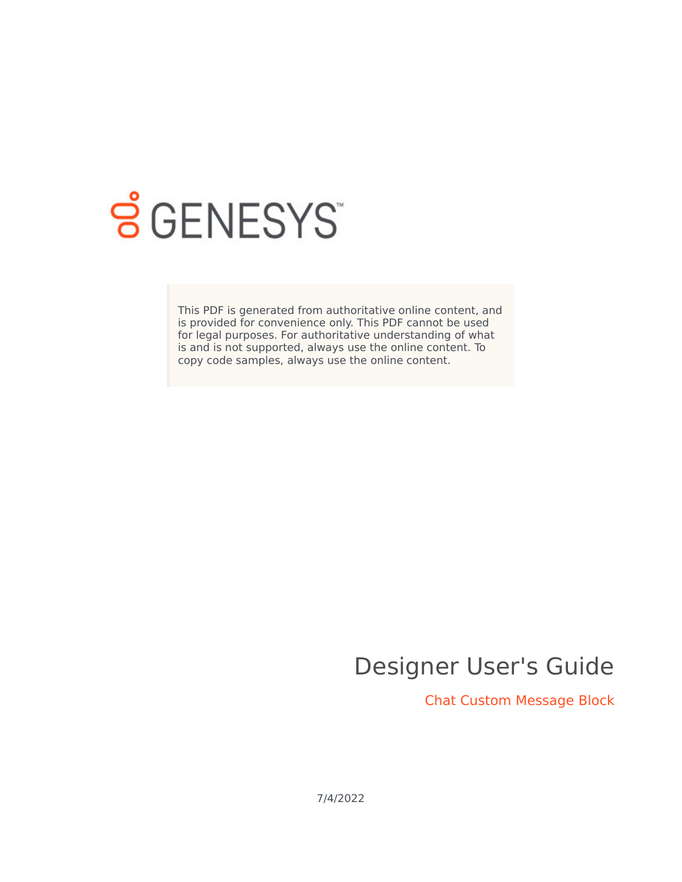GENESYS

This PDF is generated from authoritative online content, and is provided for convenience only. This PDF cannot be used for legal purposes. For authoritative understanding of what is and is not supported, always use the online content. To copy code samples, always use the online content.

# Designer User's Guide

## Chat Custom Message Block

7/4/2022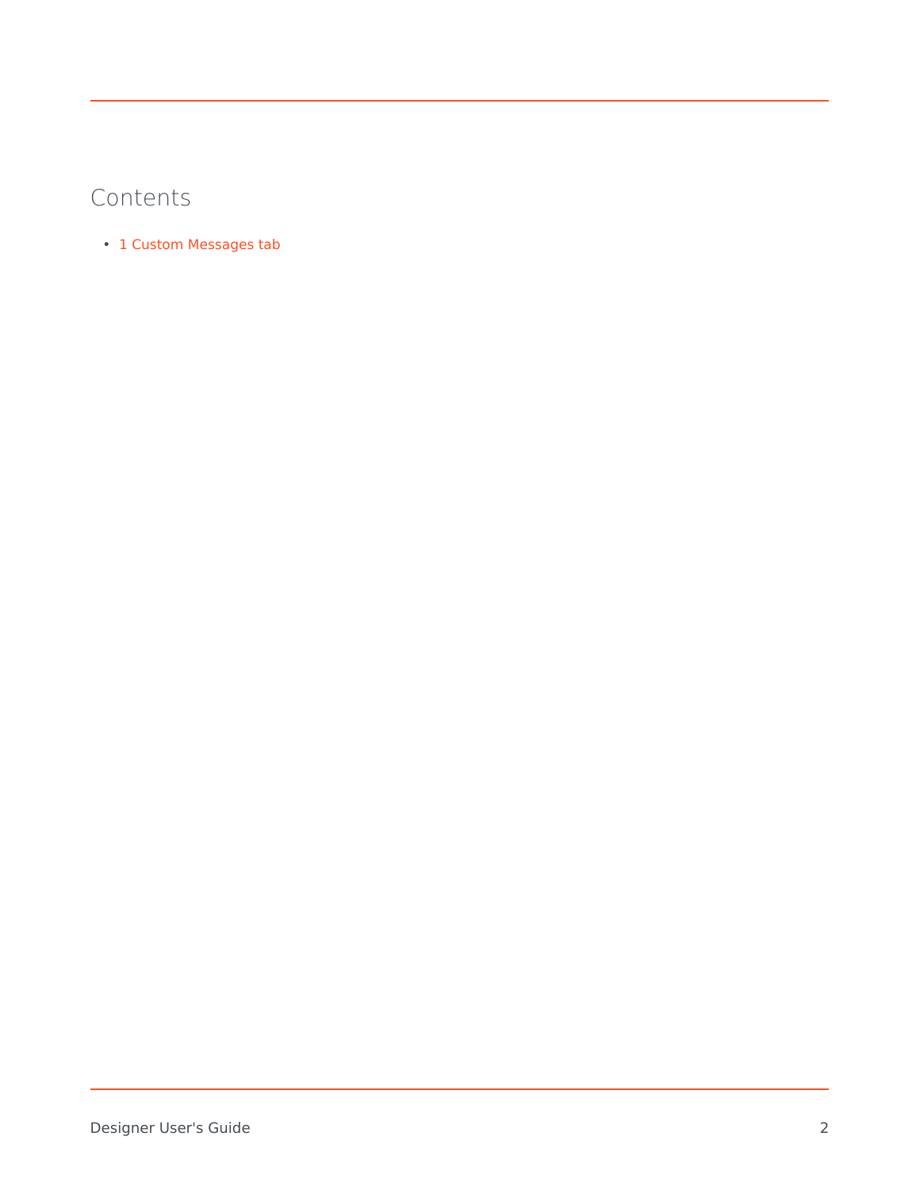# Contents

- 1 Custom Messages tab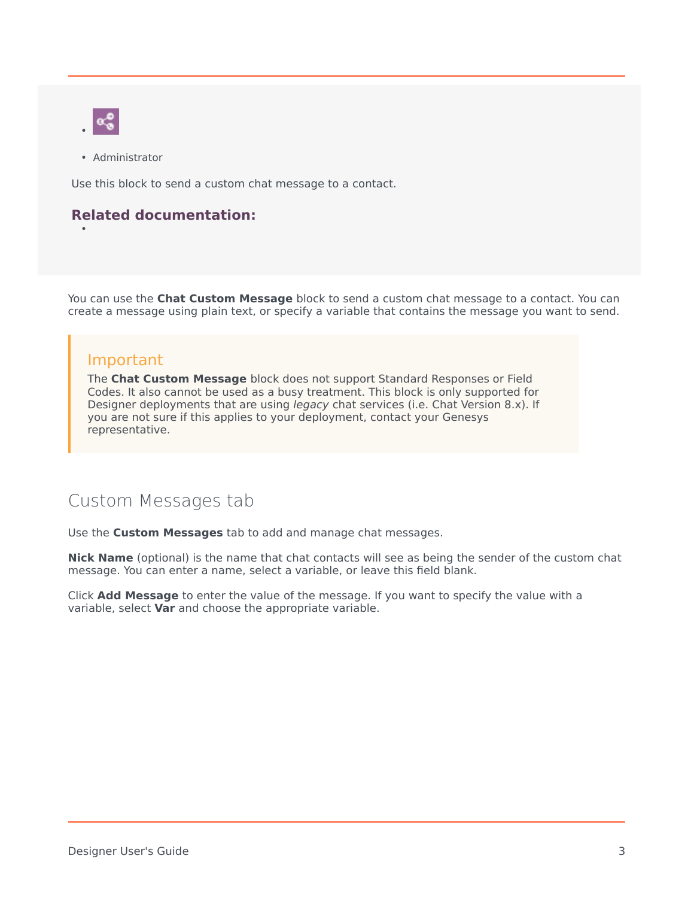- Administrator

Use this block to send a custom chat message to a contact.

**Related documentation:**

- 

You can use the **Chat Custom Message** block to send a custom chat message to a contact. You can create a message using plain text, or specify a variable that contains the message you want to send.

> **Important**
> The **Chat Custom Message** block does not support Standard Responses or Field Codes. It also cannot be used as a busy treatment. This block is only supported for Designer deployments that are using *legacy* chat services (i.e. Chat Version 8.x). If you are not sure if this applies to your deployment, contact your Genesys representative.

## Custom Messages tab

Use the **Custom Messages** tab to add and manage chat messages.

**Nick Name** (optional) is the name that chat contacts will see as being the sender of the custom chat message. You can enter a name, select a variable, or leave this field blank.

Click **Add Message** to enter the value of the message. If you want to specify the value with a variable, select **Var** and choose the appropriate variable.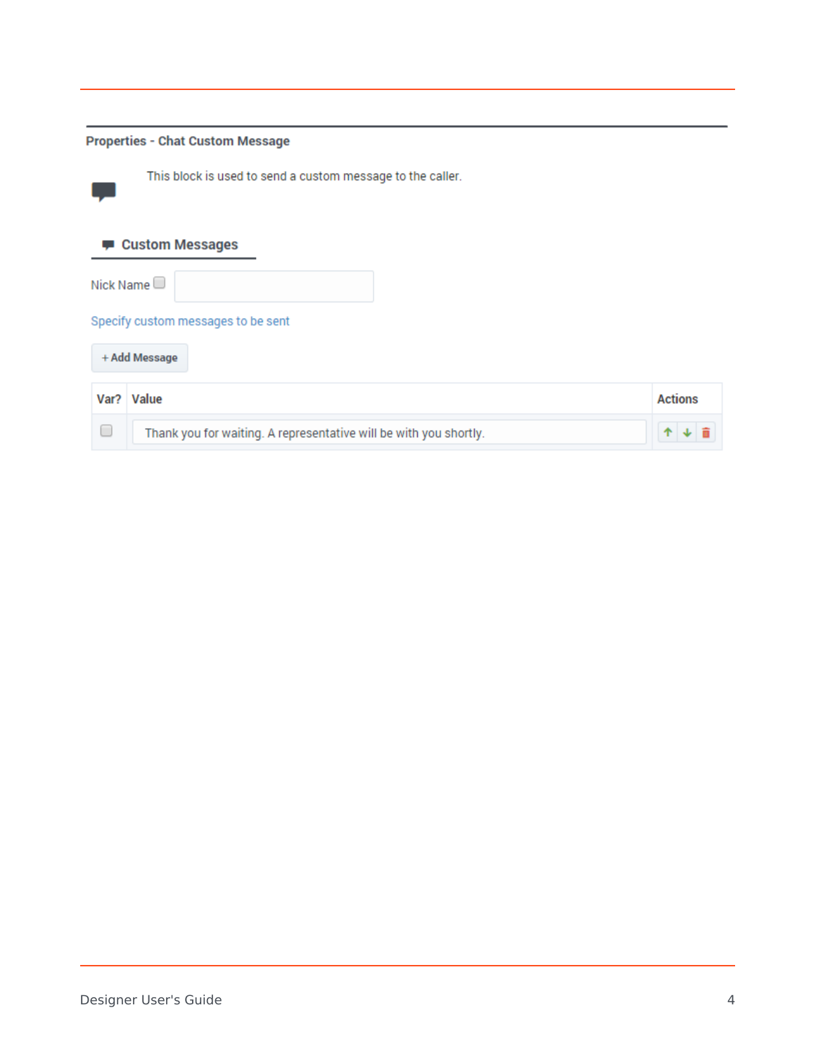**Properties - Chat Custom Message**

This block is used to send a custom message to the caller.

**Custom Messages**

Nick Name

Specify custom messages to be sent

+ Add Message

| Var? | Value | Actions |
| --- | --- | --- |
| | Thank you for waiting. A representative will be with you shortly. | |